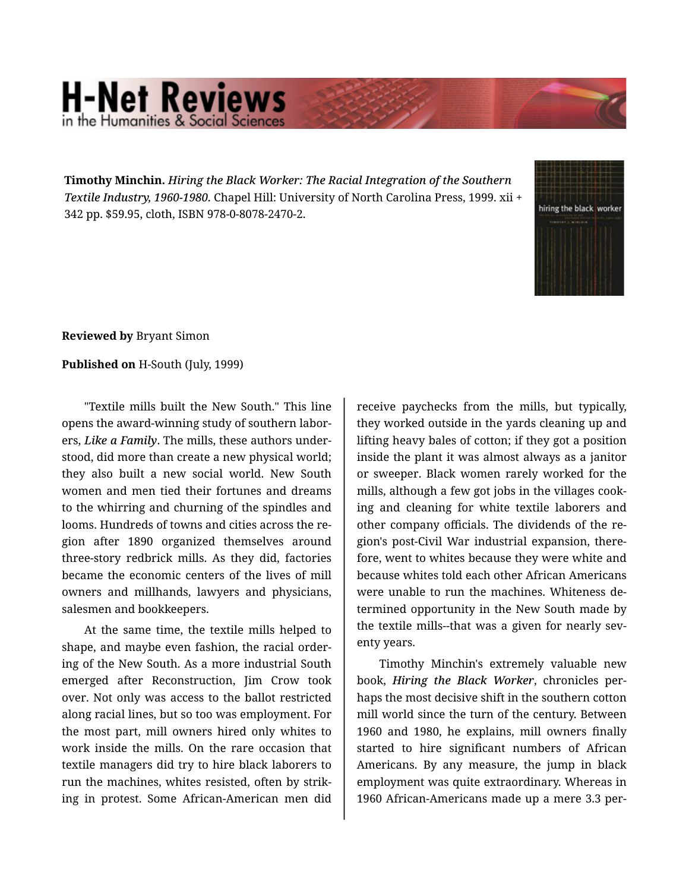**Timothy Minchin.** *Hiring the Black Worker: The Racial Integration of the Southern Textile Industry, 1960-1980.* Chapel Hill: University of North Carolina Press, 1999. xii + 342 pp. $59.95, cloth, ISBN 978-0-8078-2470-2.

**Reviewed by** Bryant Simon

**Published on** H-South (July, 1999)

"Textile mills built the New South." This line opens the award-winning study of southern laborers, ***Like a Family***. The mills, these authors understood, did more than create a new physical world; they also built a new social world. New South women and men tied their fortunes and dreams to the whirring and churning of the spindles and looms. Hundreds of towns and cities across the region after 1890 organized themselves around three-story redbrick mills. As they did, factories became the economic centers of the lives of mill owners and millhands, lawyers and physicians, salesmen and bookkeepers.

At the same time, the textile mills helped to shape, and maybe even fashion, the racial ordering of the New South. As a more industrial South emerged after Reconstruction, Jim Crow took over. Not only was access to the ballot restricted along racial lines, but so too was employment. For the most part, mill owners hired only whites to work inside the mills. On the rare occasion that textile managers did try to hire black laborers to run the machines, whites resisted, often by striking in protest. Some African-American men did receive paychecks from the mills, but typically, they worked outside in the yards cleaning up and lifting heavy bales of cotton; if they got a position inside the plant it was almost always as a janitor or sweeper. Black women rarely worked for the mills, although a few got jobs in the villages cooking and cleaning for white textile laborers and other company officials. The dividends of the region's post-Civil War industrial expansion, therefore, went to whites because they were white and because whites told each other African Americans were unable to run the machines. Whiteness determined opportunity in the New South made by the textile mills--that was a given for nearly seventy years.

Timothy Minchin's extremely valuable new book, ***Hiring the Black Worker***, chronicles perhaps the most decisive shift in the southern cotton mill world since the turn of the century. Between 1960 and 1980, he explains, mill owners finally started to hire significant numbers of African Americans. By any measure, the jump in black employment was quite extraordinary. Whereas in 1960 African-Americans made up a mere 3.3 per-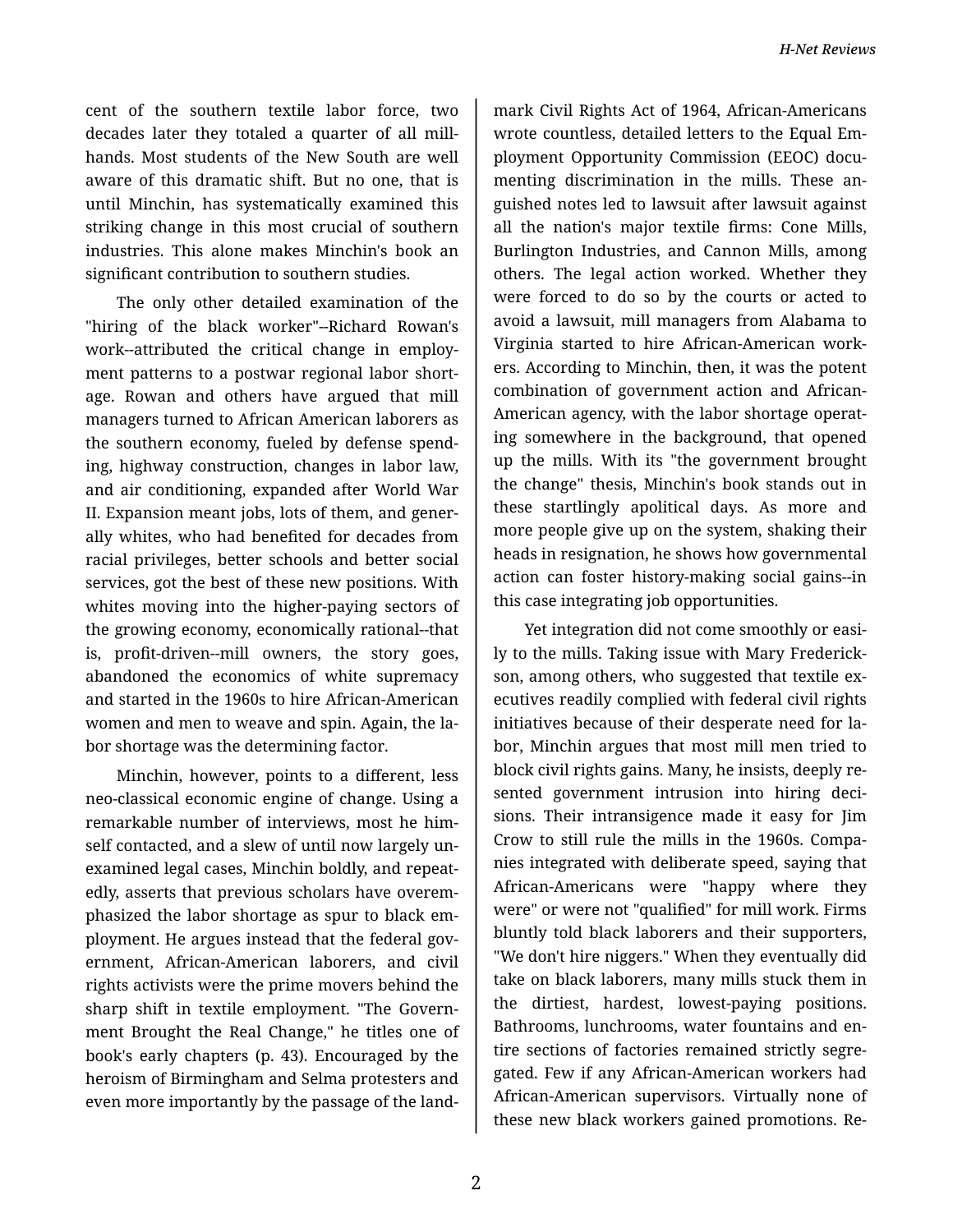cent of the southern textile labor force, two decades later they totaled a quarter of all mill-hands. Most students of the New South are well aware of this dramatic shift. But no one, that is until Minchin, has systematically examined this striking change in this most crucial of southern industries. This alone makes Minchin's book an significant contribution to southern studies.

The only other detailed examination of the "hiring of the black worker"--Richard Rowan's work--attributed the critical change in employment patterns to a postwar regional labor shortage. Rowan and others have argued that mill managers turned to African American laborers as the southern economy, fueled by defense spending, highway construction, changes in labor law, and air conditioning, expanded after World War II. Expansion meant jobs, lots of them, and generally whites, who had benefited for decades from racial privileges, better schools and better social services, got the best of these new positions. With whites moving into the higher-paying sectors of the growing economy, economically rational--that is, profit-driven--mill owners, the story goes, abandoned the economics of white supremacy and started in the 1960s to hire African-American women and men to weave and spin. Again, the labor shortage was the determining factor.

Minchin, however, points to a different, less neo-classical economic engine of change. Using a remarkable number of interviews, most he himself contacted, and a slew of until now largely unexamined legal cases, Minchin boldly, and repeatedly, asserts that previous scholars have overemphasized the labor shortage as spur to black employment. He argues instead that the federal government, African-American laborers, and civil rights activists were the prime movers behind the sharp shift in textile employment. "The Government Brought the Real Change," he titles one of book's early chapters (p. 43). Encouraged by the heroism of Birmingham and Selma protesters and even more importantly by the passage of the landmark Civil Rights Act of 1964, African-Americans wrote countless, detailed letters to the Equal Employment Opportunity Commission (EEOC) documenting discrimination in the mills. These anguished notes led to lawsuit after lawsuit against all the nation's major textile firms: Cone Mills, Burlington Industries, and Cannon Mills, among others. The legal action worked. Whether they were forced to do so by the courts or acted to avoid a lawsuit, mill managers from Alabama to Virginia started to hire African-American workers. According to Minchin, then, it was the potent combination of government action and African-American agency, with the labor shortage operating somewhere in the background, that opened up the mills. With its "the government brought the change" thesis, Minchin's book stands out in these startlingly apolitical days. As more and more people give up on the system, shaking their heads in resignation, he shows how governmental action can foster history-making social gains--in this case integrating job opportunities.

Yet integration did not come smoothly or easily to the mills. Taking issue with Mary Frederickson, among others, who suggested that textile executives readily complied with federal civil rights initiatives because of their desperate need for labor, Minchin argues that most mill men tried to block civil rights gains. Many, he insists, deeply resented government intrusion into hiring decisions. Their intransigence made it easy for Jim Crow to still rule the mills in the 1960s. Companies integrated with deliberate speed, saying that African-Americans were "happy where they were" or were not "qualified" for mill work. Firms bluntly told black laborers and their supporters, "We don't hire niggers." When they eventually did take on black laborers, many mills stuck them in the dirtiest, hardest, lowest-paying positions. Bathrooms, lunchrooms, water fountains and entire sections of factories remained strictly segregated. Few if any African-American workers had African-American supervisors. Virtually none of these new black workers gained promotions. Re-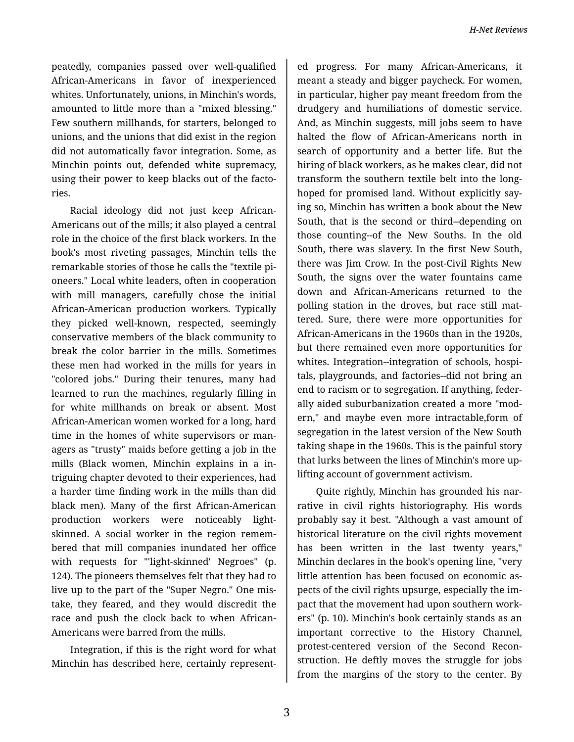peatedly, companies passed over well-qualified African-Americans in favor of inexperienced whites. Unfortunately, unions, in Minchin's words, amounted to little more than a "mixed blessing." Few southern millhands, for starters, belonged to unions, and the unions that did exist in the region did not automatically favor integration. Some, as Minchin points out, defended white supremacy, using their power to keep blacks out of the factories.

Racial ideology did not just keep African-Americans out of the mills; it also played a central role in the choice of the first black workers. In the book's most riveting passages, Minchin tells the remarkable stories of those he calls the "textile pioneers." Local white leaders, often in cooperation with mill managers, carefully chose the initial African-American production workers. Typically they picked well-known, respected, seemingly conservative members of the black community to break the color barrier in the mills. Sometimes these men had worked in the mills for years in "colored jobs." During their tenures, many had learned to run the machines, regularly filling in for white millhands on break or absent. Most African-American women worked for a long, hard time in the homes of white supervisors or managers as "trusty" maids before getting a job in the mills (Black women, Minchin explains in an intriguing chapter devoted to their experiences, had a harder time finding work in the mills than did black men). Many of the first African-American production workers were noticeably light-skinned. A social worker in the region remembered that mill companies inundated her office with requests for "'light-skinned' Negroes" (p. 124). The pioneers themselves felt that they had to live up to the part of the "Super Negro." One mistake, they feared, and they would discredit the race and push the clock back to when African-Americans were barred from the mills.

Integration, if this is the right word for what Minchin has described here, certainly represented progress. For many African-Americans, it meant a steady and bigger paycheck. For women, in particular, higher pay meant freedom from the drudgery and humiliations of domestic service. And, as Minchin suggests, mill jobs seem to have halted the flow of African-Americans north in search of opportunity and a better life. But the hiring of black workers, as he makes clear, did not transform the southern textile belt into the long-hoped for promised land. Without explicitly saying so, Minchin has written a book about the New South, that is the second or third--depending on those counting--of the New Souths. In the old South, there was slavery. In the first New South, there was Jim Crow. In the post-Civil Rights New South, the signs over the water fountains came down and African-Americans returned to the polling station in the droves, but race still mattered. Sure, there were more opportunities for African-Americans in the 1960s than in the 1920s, but there remained even more opportunities for whites. Integration--integration of schools, hospitals, playgrounds, and factories--did not bring an end to racism or to segregation. If anything, federally aided suburbanization created a more "modern," and maybe even more intractable,form of segregation in the latest version of the New South taking shape in the 1960s. This is the painful story that lurks between the lines of Minchin's more uplifting account of government activism.

Quite rightly, Minchin has grounded his narrative in civil rights historiography. His words probably say it best. "Although a vast amount of historical literature on the civil rights movement has been written in the last twenty years," Minchin declares in the book's opening line, "very little attention has been focused on economic aspects of the civil rights upsurge, especially the impact that the movement had upon southern workers" (p. 10). Minchin's book certainly stands as an important corrective to the History Channel, protest-centered version of the Second Reconstruction. He deftly moves the struggle for jobs from the margins of the story to the center. By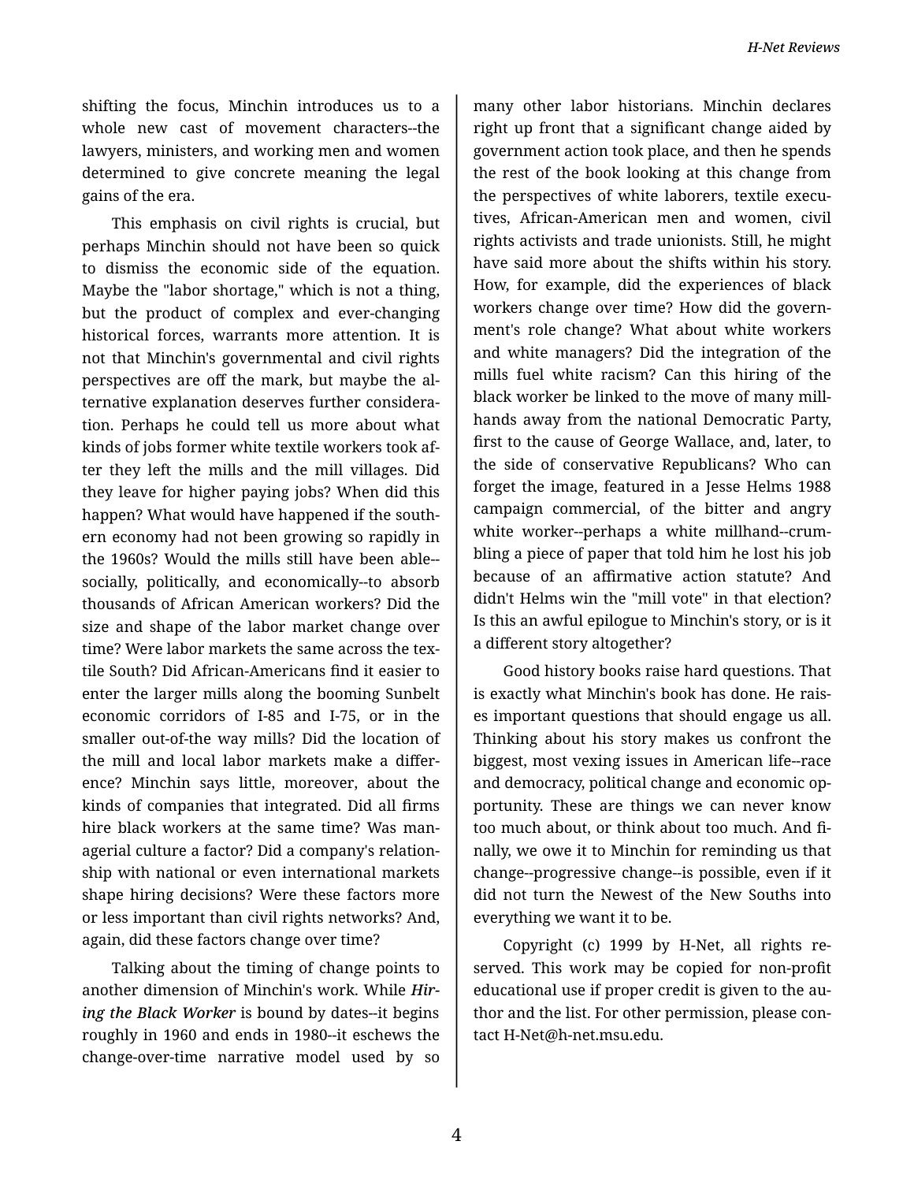shifting the focus, Minchin introduces us to a whole new cast of movement characters--the lawyers, ministers, and working men and women determined to give concrete meaning the legal gains of the era.

This emphasis on civil rights is crucial, but perhaps Minchin should not have been so quick to dismiss the economic side of the equation. Maybe the "labor shortage," which is not a thing, but the product of complex and ever-changing historical forces, warrants more attention. It is not that Minchin's governmental and civil rights perspectives are off the mark, but maybe the alternative explanation deserves further consideration. Perhaps he could tell us more about what kinds of jobs former white textile workers took after they left the mills and the mill villages. Did they leave for higher paying jobs? When did this happen? What would have happened if the southern economy had not been growing so rapidly in the 1960s? Would the mills still have been able--socially, politically, and economically--to absorb thousands of African American workers? Did the size and shape of the labor market change over time? Were labor markets the same across the textile South? Did African-Americans find it easier to enter the larger mills along the booming Sunbelt economic corridors of I-85 and I-75, or in the smaller out-of-the way mills? Did the location of the mill and local labor markets make a difference? Minchin says little, moreover, about the kinds of companies that integrated. Did all firms hire black workers at the same time? Was managerial culture a factor? Did a company's relationship with national or even international markets shape hiring decisions? Were these factors more or less important than civil rights networks? And, again, did these factors change over time?

Talking about the timing of change points to another dimension of Minchin's work. While ***Hiring the Black Worker*** is bound by dates--it begins roughly in 1960 and ends in 1980--it eschews the change-over-time narrative model used by so many other labor historians. Minchin declares right up front that a significant change aided by government action took place, and then he spends the rest of the book looking at this change from the perspectives of white laborers, textile executives, African-American men and women, civil rights activists and trade unionists. Still, he might have said more about the shifts within his story. How, for example, did the experiences of black workers change over time? How did the government's role change? What about white workers and white managers? Did the integration of the mills fuel white racism? Can this hiring of the black worker be linked to the move of many millhands away from the national Democratic Party, first to the cause of George Wallace, and, later, to the side of conservative Republicans? Who can forget the image, featured in a Jesse Helms 1988 campaign commercial, of the bitter and angry white worker--perhaps a white millhand--crumbling a piece of paper that told him he lost his job because of an affirmative action statute? And didn't Helms win the "mill vote" in that election? Is this an awful epilogue to Minchin's story, or is it a different story altogether?

Good history books raise hard questions. That is exactly what Minchin's book has done. He raises important questions that should engage us all. Thinking about his story makes us confront the biggest, most vexing issues in American life--race and democracy, political change and economic opportunity. These are things we can never know too much about, or think about too much. And finally, we owe it to Minchin for reminding us that change--progressive change--is possible, even if it did not turn the Newest of the New Souths into everything we want it to be.

Copyright (c) 1999 by H-Net, all rights reserved. This work may be copied for non-profit educational use if proper credit is given to the author and the list. For other permission, please contact H-Net@h-net.msu.edu.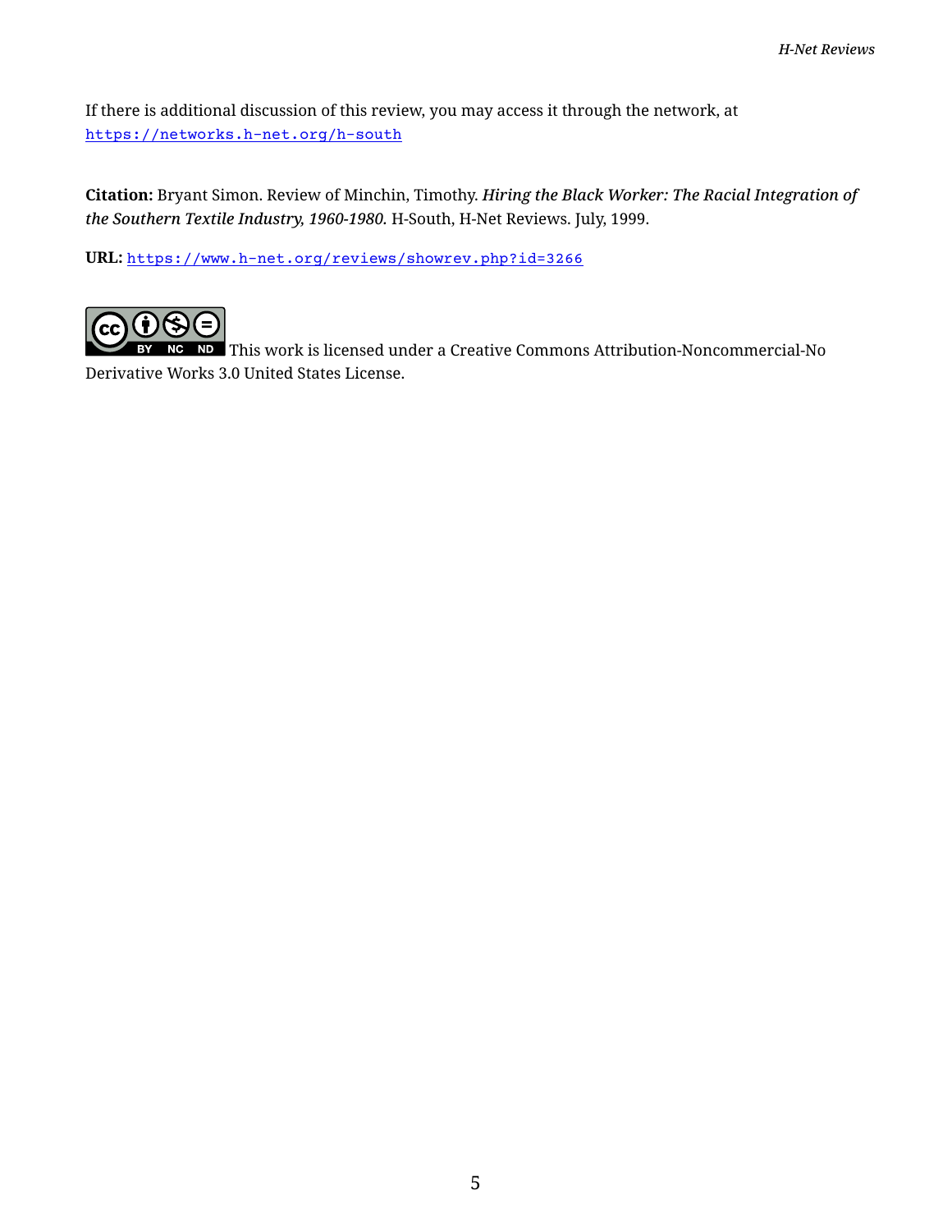If there is additional discussion of this review, you may access it through the network, at https://networks.h-net.org/h-south

**Citation:** Bryant Simon. Review of Minchin, Timothy. ***Hiring the Black Worker: The Racial Integration of the Southern Textile Industry, 1960-1980.*** H-South, H-Net Reviews. July, 1999.

**URL:** https://www.h-net.org/reviews/showrev.php?id=3266

This work is licensed under a Creative Commons Attribution-Noncommercial-No Derivative Works 3.0 United States License.